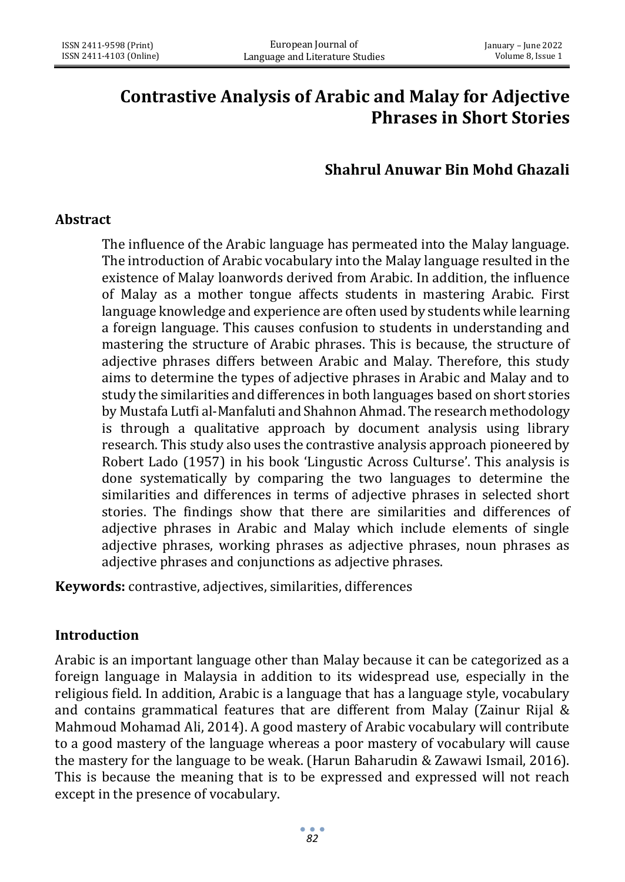# Contrastive Analysis of Arabic and Malay for Adjective Phrases in Short Stories

**Shahrul Anuwar Bin Mohd Ghazali**

## Abstract

The influence of the Arabic language has permeated into the Malay language. The introduction of Arabic vocabulary into the Malay language resulted in the existence of Malay loanwords derived from Arabic. In addition, the influence of Malay as a mother tongue affects students in mastering Arabic. First language knowledge and experience are often used by students while learning a foreign language. This causes confusion to students in understanding and mastering the structure of Arabic phrases. This is because, the structure of adjective phrases differs between Arabic and Malay. Therefore, this study aims to determine the types of adjective phrases in Arabic and Malay and to study the similarities and differences in both languages based on short stories by Mustafa Lutfi al-Manfaluti and Shahnon Ahmad. The research methodology is through a qualitative approach by document analysis using library research. This study also uses the contrastive analysis approach pioneered by Robert Lado (1957) in his book 'Lingustic Across Culturse'. This analysis is done systematically by comparing the two languages to determine the similarities and differences in terms of adjective phrases in selected short stories. The findings show that there are similarities and differences of adjective phrases in Arabic and Malay which include elements of single adjective phrases, working phrases as adjective phrases, noun phrases as adjective phrases and conjunctions as adjective phrases.

**Keywords:** contrastive, adjectives, similarities, differences

## Introduction

Arabic is an important language other than Malay because it can be categorized as a foreign language in Malaysia in addition to its widespread use, especially in the religious field. In addition, Arabic is a language that has a language style, vocabulary and contains grammatical features that are different from Malay (Zainur Rijal & Mahmoud Mohamad Ali, 2014). A good mastery of Arabic vocabulary will contribute to a good mastery of the language whereas a poor mastery of vocabulary will cause the mastery for the language to be weak. (Harun Baharudin & Zawawi Ismail, 2016). This is because the meaning that is to be expressed and expressed will not reach except in the presence of vocabulary.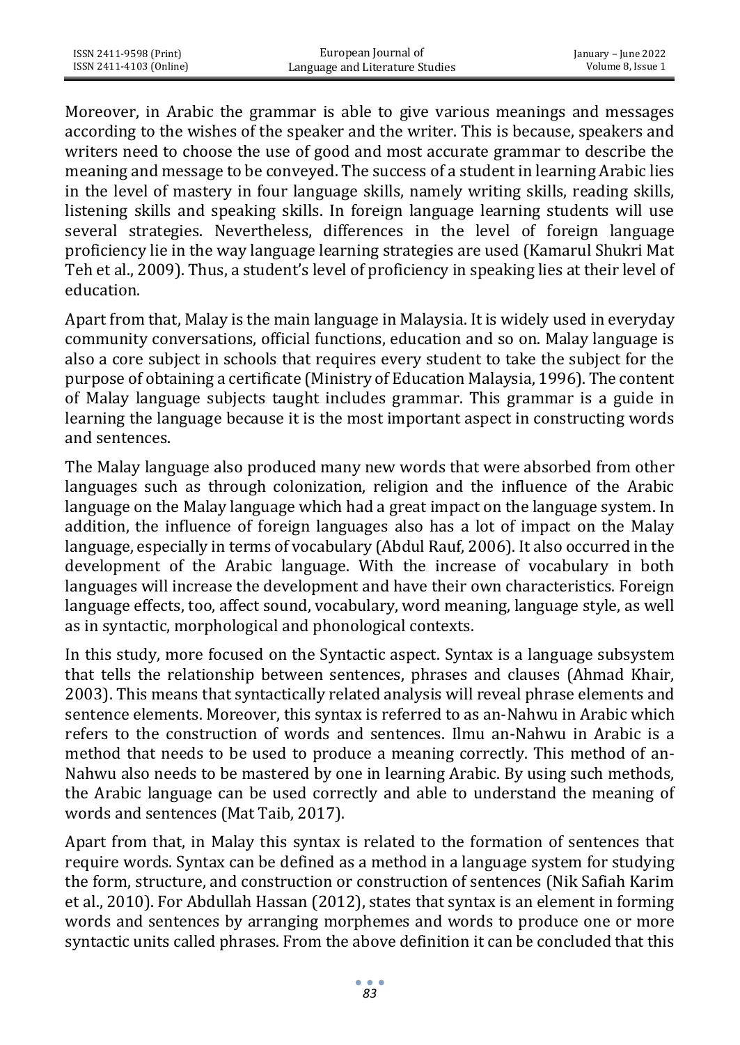Moreover, in Arabic the grammar is able to give various meanings and messages according to the wishes of the speaker and the writer. This is because, speakers and writers need to choose the use of good and most accurate grammar to describe the meaning and message to be conveyed. The success of a student in learning Arabic lies in the level of mastery in four language skills, namely writing skills, reading skills, listening skills and speaking skills. In foreign language learning students will use several strategies. Nevertheless, differences in the level of foreign language proficiency lie in the way language learning strategies are used (Kamarul Shukri Mat Teh et al., 2009). Thus, a student's level of proficiency in speaking lies at their level of education.

Apart from that, Malay is the main language in Malaysia. It is widely used in everyday community conversations, official functions, education and so on. Malay language is also a core subject in schools that requires every student to take the subject for the purpose of obtaining a certificate (Ministry of Education Malaysia, 1996). The content of Malay language subjects taught includes grammar. This grammar is a guide in learning the language because it is the most important aspect in constructing words and sentences.

The Malay language also produced many new words that were absorbed from other languages such as through colonization, religion and the influence of the Arabic language on the Malay language which had a great impact on the language system. In addition, the influence of foreign languages also has a lot of impact on the Malay language, especially in terms of vocabulary (Abdul Rauf, 2006). It also occurred in the development of the Arabic language. With the increase of vocabulary in both languages will increase the development and have their own characteristics. Foreign language effects, too, affect sound, vocabulary, word meaning, language style, as well as in syntactic, morphological and phonological contexts.

In this study, more focused on the Syntactic aspect. Syntax is a language subsystem that tells the relationship between sentences, phrases and clauses (Ahmad Khair, 2003). This means that syntactically related analysis will reveal phrase elements and sentence elements. Moreover, this syntax is referred to as an-Nahwu in Arabic which refers to the construction of words and sentences. Ilmu an-Nahwu in Arabic is a method that needs to be used to produce a meaning correctly. This method of an-Nahwu also needs to be mastered by one in learning Arabic. By using such methods, the Arabic language can be used correctly and able to understand the meaning of words and sentences (Mat Taib, 2017).

Apart from that, in Malay this syntax is related to the formation of sentences that require words. Syntax can be defined as a method in a language system for studying the form, structure, and construction or construction of sentences (Nik Safiah Karim et al., 2010). For Abdullah Hassan (2012), states that syntax is an element in forming words and sentences by arranging morphemes and words to produce one or more syntactic units called phrases. From the above definition it can be concluded that this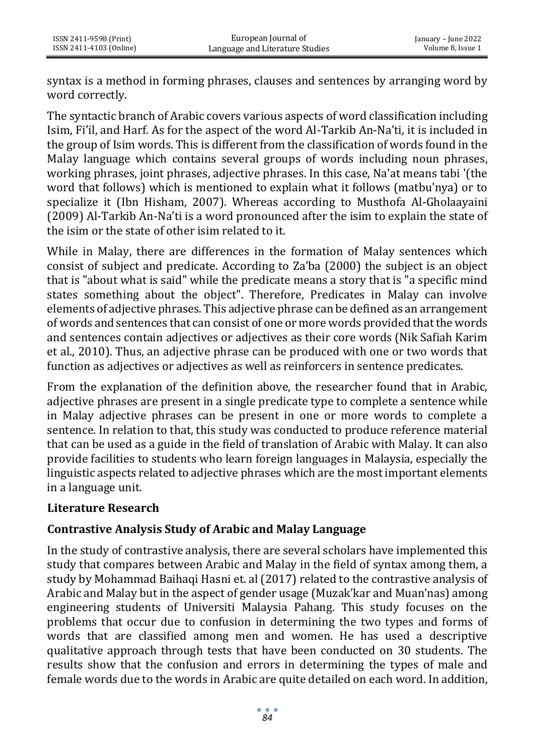syntax is a method in forming phrases, clauses and sentences by arranging word by word correctly.

The syntactic branch of Arabic covers various aspects of word classification including Isim, Fi'il, and Harf. As for the aspect of the word Al-Tarkib An-Na'ti, it is included in the group of Isim words. This is different from the classification of words found in the Malay language which contains several groups of words including noun phrases, working phrases, joint phrases, adjective phrases. In this case, Na'at means tabi '(the word that follows) which is mentioned to explain what it follows (matbu'nya) or to specialize it (Ibn Hisham, 2007). Whereas according to Musthofa Al-Gholaayaini (2009) Al-Tarkib An-Na'ti is a word pronounced after the isim to explain the state of the isim or the state of other isim related to it.

While in Malay, there are differences in the formation of Malay sentences which consist of subject and predicate. According to Za'ba (2000) the subject is an object that is "about what is said" while the predicate means a story that is "a specific mind states something about the object". Therefore, Predicates in Malay can involve elements of adjective phrases. This adjective phrase can be defined as an arrangement of words and sentences that can consist of one or more words provided that the words and sentences contain adjectives or adjectives as their core words (Nik Safiah Karim et al., 2010). Thus, an adjective phrase can be produced with one or two words that function as adjectives or adjectives as well as reinforcers in sentence predicates.

From the explanation of the definition above, the researcher found that in Arabic, adjective phrases are present in a single predicate type to complete a sentence while in Malay adjective phrases can be present in one or more words to complete a sentence. In relation to that, this study was conducted to produce reference material that can be used as a guide in the field of translation of Arabic with Malay. It can also provide facilities to students who learn foreign languages in Malaysia, especially the linguistic aspects related to adjective phrases which are the most important elements in a language unit.

## Literature Research

### Contrastive Analysis Study of Arabic and Malay Language

In the study of contrastive analysis, there are several scholars have implemented this study that compares between Arabic and Malay in the field of syntax among them, a study by Mohammad Baihaqi Hasni et. al (2017) related to the contrastive analysis of Arabic and Malay but in the aspect of gender usage (Muzak'kar and Muan'nas) among engineering students of Universiti Malaysia Pahang. This study focuses on the problems that occur due to confusion in determining the two types and forms of words that are classified among men and women. He has used a descriptive qualitative approach through tests that have been conducted on 30 students. The results show that the confusion and errors in determining the types of male and female words due to the words in Arabic are quite detailed on each word. In addition,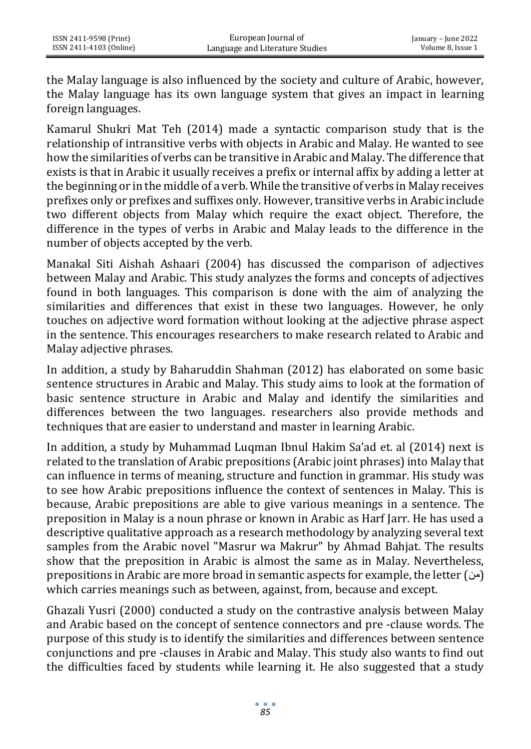the Malay language is also influenced by the society and culture of Arabic, however, the Malay language has its own language system that gives an impact in learning foreign languages.

Kamarul Shukri Mat Teh (2014) made a syntactic comparison study that is the relationship of intransitive verbs with objects in Arabic and Malay. He wanted to see how the similarities of verbs can be transitive in Arabic and Malay. The difference that exists is that in Arabic it usually receives a prefix or internal affix by adding a letter at the beginning or in the middle of a verb. While the transitive of verbs in Malay receives prefixes only or prefixes and suffixes only. However, transitive verbs in Arabic include two different objects from Malay which require the exact object. Therefore, the difference in the types of verbs in Arabic and Malay leads to the difference in the number of objects accepted by the verb.

Manakal Siti Aishah Ashaari (2004) has discussed the comparison of adjectives between Malay and Arabic. This study analyzes the forms and concepts of adjectives found in both languages. This comparison is done with the aim of analyzing the similarities and differences that exist in these two languages. However, he only touches on adjective word formation without looking at the adjective phrase aspect in the sentence. This encourages researchers to make research related to Arabic and Malay adjective phrases.

In addition, a study by Baharuddin Shahman (2012) has elaborated on some basic sentence structures in Arabic and Malay. This study aims to look at the formation of basic sentence structure in Arabic and Malay and identify the similarities and differences between the two languages. researchers also provide methods and techniques that are easier to understand and master in learning Arabic.

In addition, a study by Muhammad Luqman Ibnul Hakim Sa'ad et. al (2014) next is related to the translation of Arabic prepositions (Arabic joint phrases) into Malay that can influence in terms of meaning, structure and function in grammar. His study was to see how Arabic prepositions influence the context of sentences in Malay. This is because, Arabic prepositions are able to give various meanings in a sentence. The preposition in Malay is a noun phrase or known in Arabic as Harf Jarr. He has used a descriptive qualitative approach as a research methodology by analyzing several text samples from the Arabic novel "Masrur wa Makrur" by Ahmad Bahjat. The results show that the preposition in Arabic is almost the same as in Malay. Nevertheless, prepositions in Arabic are more broad in semantic aspects for example, the letter (من) which carries meanings such as between, against, from, because and except.

Ghazali Yusri (2000) conducted a study on the contrastive analysis between Malay and Arabic based on the concept of sentence connectors and pre -clause words. The purpose of this study is to identify the similarities and differences between sentence conjunctions and pre -clauses in Arabic and Malay. This study also wants to find out the difficulties faced by students while learning it. He also suggested that a study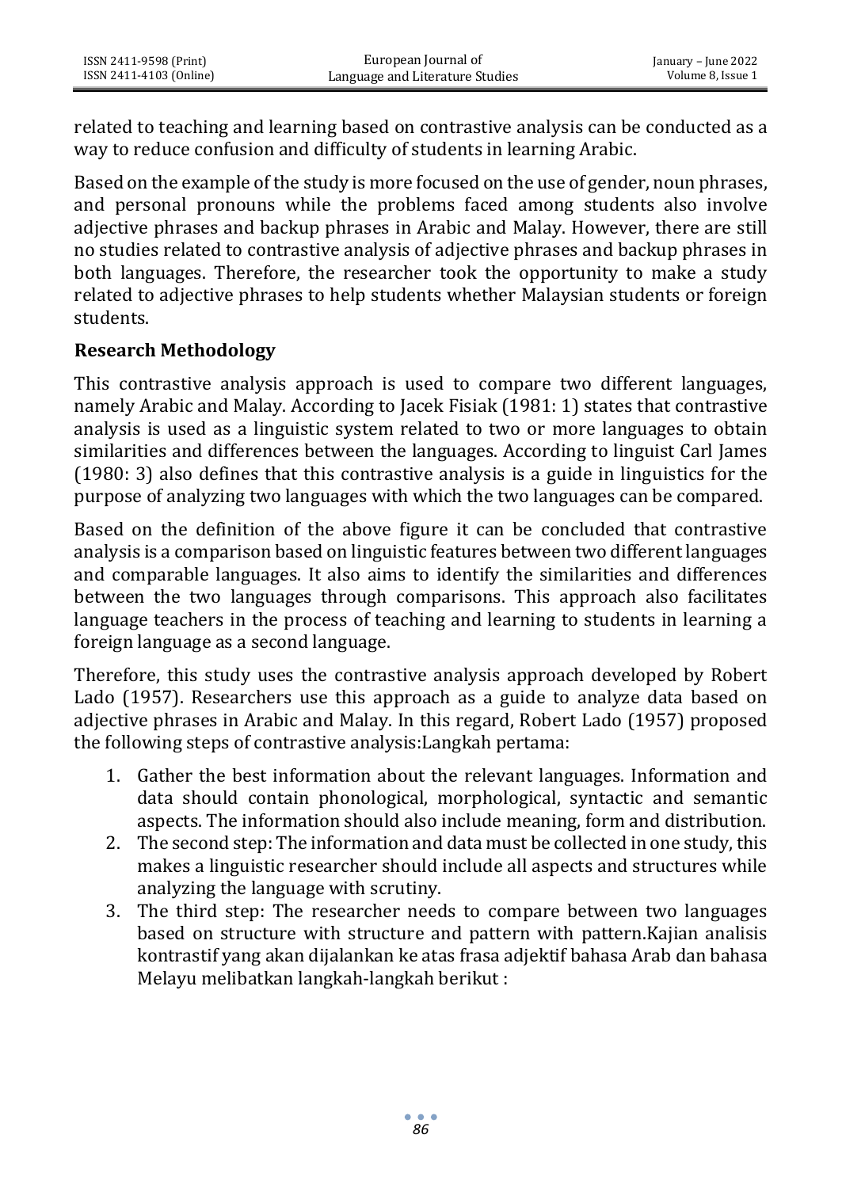related to teaching and learning based on contrastive analysis can be conducted as a way to reduce confusion and difficulty of students in learning Arabic.

Based on the example of the study is more focused on the use of gender, noun phrases, and personal pronouns while the problems faced among students also involve adjective phrases and backup phrases in Arabic and Malay. However, there are still no studies related to contrastive analysis of adjective phrases and backup phrases in both languages. Therefore, the researcher took the opportunity to make a study related to adjective phrases to help students whether Malaysian students or foreign students.

## Research Methodology

This contrastive analysis approach is used to compare two different languages, namely Arabic and Malay. According to Jacek Fisiak (1981: 1) states that contrastive analysis is used as a linguistic system related to two or more languages to obtain similarities and differences between the languages. According to linguist Carl James (1980: 3) also defines that this contrastive analysis is a guide in linguistics for the purpose of analyzing two languages with which the two languages can be compared.

Based on the definition of the above figure it can be concluded that contrastive analysis is a comparison based on linguistic features between two different languages and comparable languages. It also aims to identify the similarities and differences between the two languages through comparisons. This approach also facilitates language teachers in the process of teaching and learning to students in learning a foreign language as a second language.

Therefore, this study uses the contrastive analysis approach developed by Robert Lado (1957). Researchers use this approach as a guide to analyze data based on adjective phrases in Arabic and Malay. In this regard, Robert Lado (1957) proposed the following steps of contrastive analysis:Langkah pertama:

1. Gather the best information about the relevant languages. Information and data should contain phonological, morphological, syntactic and semantic aspects. The information should also include meaning, form and distribution.
2. The second step: The information and data must be collected in one study, this makes a linguistic researcher should include all aspects and structures while analyzing the language with scrutiny.
3. The third step: The researcher needs to compare between two languages based on structure with structure and pattern with pattern.Kajian analisis kontrastif yang akan dijalankan ke atas frasa adjektif bahasa Arab dan bahasa Melayu melibatkan langkah-langkah berikut :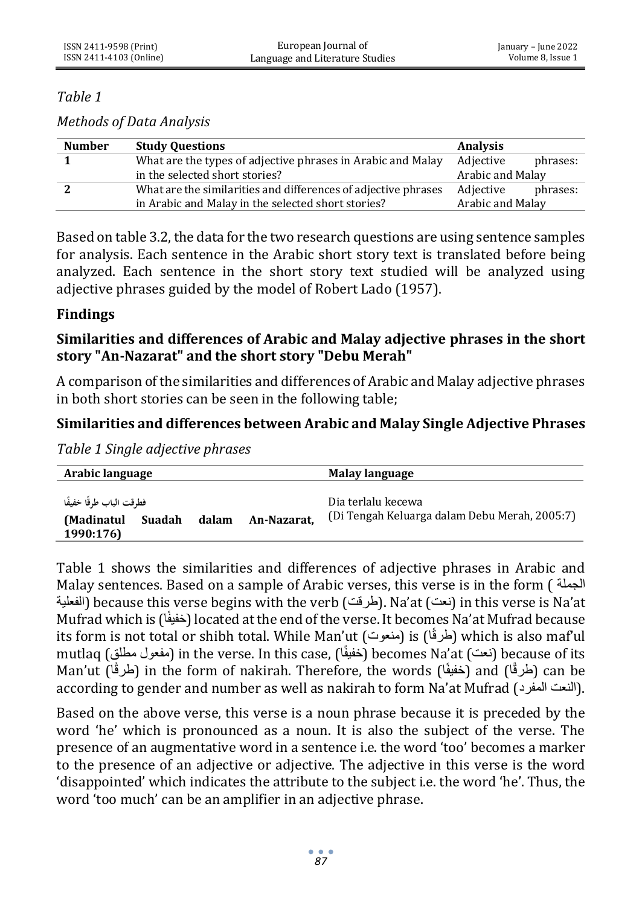*Table 1*

*Methods of Data Analysis*

| Number | Study Questions | Analysis |
|---|---|---|
| **1** | What are the types of adjective phrases in Arabic and Malay in the selected short stories? | Adjective phrases: Arabic and Malay |
| **2** | What are the similarities and differences of adjective phrases in Arabic and Malay in the selected short stories? | Adjective phrases: Arabic and Malay |

Based on table 3.2, the data for the two research questions are using sentence samples for analysis. Each sentence in the Arabic short story text is translated before being analyzed. Each sentence in the short story text studied will be analyzed using adjective phrases guided by the model of Robert Lado (1957).

## Findings

### Similarities and differences of Arabic and Malay adjective phrases in the short story "An-Nazarat" and the short story "Debu Merah"

A comparison of the similarities and differences of Arabic and Malay adjective phrases in both short stories can be seen in the following table;

### Similarities and differences between Arabic and Malay Single Adjective Phrases

*Table 1 Single adjective phrases*

| Arabic language | Malay language |
|---|---|
| فطرقت الباب طرقًا خفيفًا<br>**(Madinatul Suadah dalam An-Nazarat, 1990:176)** | Dia terlalu kecewa<br>(Di Tengah Keluarga dalam Debu Merah, 2005:7) |

Table 1 shows the similarities and differences of adjective phrases in Arabic and Malay sentences. Based on a sample of Arabic verses, this verse is in the form (الجملة الفعلية) because this verse begins with the verb (طرقت). Na'at (نعت) in this verse is Na'at Mufrad which is (خفيفًا) located at the end of the verse. It becomes Na'at Mufrad because its form is not total or shibh total. While Man'ut (منعوت) is (طرقًا) which is also maf'ul mutlaq (مفعول مطلق) in the verse. In this case, (خفيفًا) becomes Na'at (نعت) because of its Man'ut (طرقًا) in the form of nakirah. Therefore, the words (خفيفًا) and (طرقًا) can be according to gender and number as well as nakirah to form Na'at Mufrad (النعت المفرد).

Based on the above verse, this verse is a noun phrase because it is preceded by the word 'he' which is pronounced as a noun. It is also the subject of the verse. The presence of an augmentative word in a sentence i.e. the word 'too' becomes a marker to the presence of an adjective or adjective. The adjective in this verse is the word 'disappointed' which indicates the attribute to the subject i.e. the word 'he'. Thus, the word 'too much' can be an amplifier in an adjective phrase.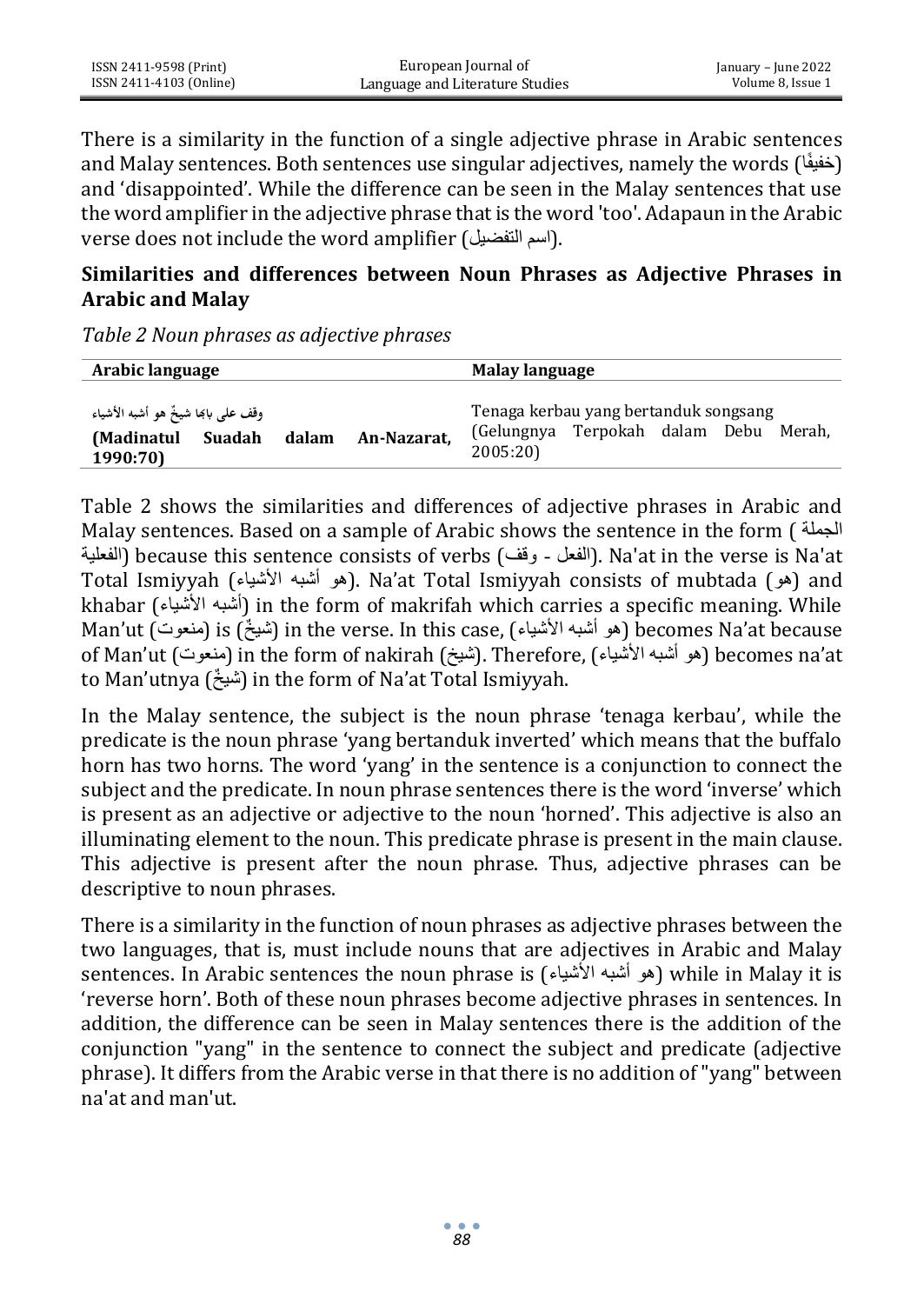There is a similarity in the function of a single adjective phrase in Arabic sentences and Malay sentences. Both sentences use singular adjectives, namely the words (خفيفًا) and 'disappointed'. While the difference can be seen in the Malay sentences that use the word amplifier in the adjective phrase that is the word 'too'. Adapaun in the Arabic verse does not include the word amplifier (اسم التفضيل).

### Similarities and differences between Noun Phrases as Adjective Phrases in Arabic and Malay

*Table 2 Noun phrases as adjective phrases*

| Arabic language | Malay language |
|---|---|
| وقف على بابها شيخٌ هو أشبه الأشياء<br>**(Madinatul Suadah dalam An-Nazarat, 1990:70)** | Tenaga kerbau yang bertanduk songsang<br>(Gelungnya Terpokah dalam Debu Merah, 2005:20) |

Table 2 shows the similarities and differences of adjective phrases in Arabic and Malay sentences. Based on a sample of Arabic shows the sentence in the form (الجملة الفعلية) because this sentence consists of verbs (الفعل - وقف). Na'at in the verse is Na'at Total Ismiyyah (هو أشبه الأشياء). Na'at Total Ismiyyah consists of mubtada (هو) and khabar (أشبه الأشياء) in the form of makrifah which carries a specific meaning. While Man'ut (منعوت) is (شيخٌ) in the verse. In this case, (هو أشبه الأشياء) becomes Na'at because of Man'ut (منعوت) in the form of nakirah (شيخ). Therefore, (هو أشبه الأشياء) becomes na'at to Man'utnya (شيخٌ) in the form of Na'at Total Ismiyyah.

In the Malay sentence, the subject is the noun phrase 'tenaga kerbau', while the predicate is the noun phrase 'yang bertanduk inverted' which means that the buffalo horn has two horns. The word 'yang' in the sentence is a conjunction to connect the subject and the predicate. In noun phrase sentences there is the word 'inverse' which is present as an adjective or adjective to the noun 'horned'. This adjective is also an illuminating element to the noun. This predicate phrase is present in the main clause. This adjective is present after the noun phrase. Thus, adjective phrases can be descriptive to noun phrases.

There is a similarity in the function of noun phrases as adjective phrases between the two languages, that is, must include nouns that are adjectives in Arabic and Malay sentences. In Arabic sentences the noun phrase is (هو أشبه الأشياء) while in Malay it is 'reverse horn'. Both of these noun phrases become adjective phrases in sentences. In addition, the difference can be seen in Malay sentences there is the addition of the conjunction "yang" in the sentence to connect the subject and predicate (adjective phrase). It differs from the Arabic verse in that there is no addition of "yang" between na'at and man'ut.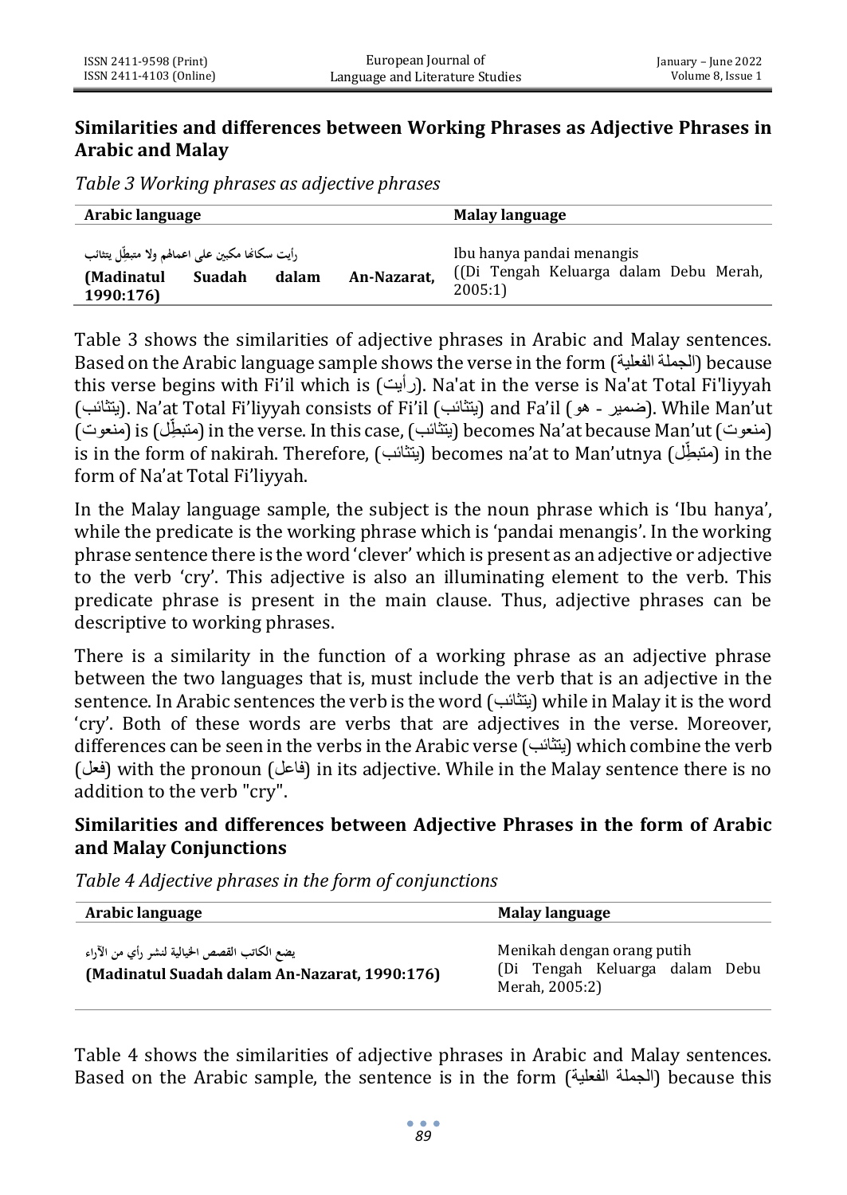## Similarities and differences between Working Phrases as Adjective Phrases in Arabic and Malay

*Table 3 Working phrases as adjective phrases*

| Arabic language | Malay language |
|---|---|
| رأيت سكانها مكبين على اعمالهم ولا متبطِّل يتثائب **(Madinatul Suadah dalam An-Nazarat, 1990:176)** | Ibu hanya pandai menangis ((Di Tengah Keluarga dalam Debu Merah, 2005:1) |

Table 3 shows the similarities of adjective phrases in Arabic and Malay sentences. Based on the Arabic language sample shows the verse in the form (الجملة الفعلية) because this verse begins with Fi'il which is (رأيت). Na'at in the verse is Na'at Total Fi'liyyah (يتثائب). Na'at Total Fi'liyyah consists of Fi'il (يتثائب) and Fa'il (ضمير - هو). While Man'ut (منعوت) is (متبطِّل) in the verse. In this case, (يتثائب) becomes Na'at because Man'ut (منعوت) is in the form of nakirah. Therefore, (يتثائب) becomes na'at to Man'utnya (متبطِّل) in the form of Na'at Total Fi'liyyah.

In the Malay language sample, the subject is the noun phrase which is 'Ibu hanya', while the predicate is the working phrase which is 'pandai menangis'. In the working phrase sentence there is the word 'clever' which is present as an adjective or adjective to the verb 'cry'. This adjective is also an illuminating element to the verb. This predicate phrase is present in the main clause. Thus, adjective phrases can be descriptive to working phrases.

There is a similarity in the function of a working phrase as an adjective phrase between the two languages that is, must include the verb that is an adjective in the sentence. In Arabic sentences the verb is the word (يتثائب) while in Malay it is the word 'cry'. Both of these words are verbs that are adjectives in the verse. Moreover, differences can be seen in the verbs in the Arabic verse (يتثائب) which combine the verb (فعل) with the pronoun (فاعل) in its adjective. While in the Malay sentence there is no addition to the verb "cry".

## Similarities and differences between Adjective Phrases in the form of Arabic and Malay Conjunctions

*Table 4 Adjective phrases in the form of conjunctions*

| Arabic language | Malay language |
|---|---|
| يضع الكاتب القصص الخيالية لنشر رأي من الآراء **(Madinatul Suadah dalam An-Nazarat, 1990:176)** | Menikah dengan orang putih (Di Tengah Keluarga dalam Debu Merah, 2005:2) |

Table 4 shows the similarities of adjective phrases in Arabic and Malay sentences. Based on the Arabic sample, the sentence is in the form (الجملة الفعلية) because this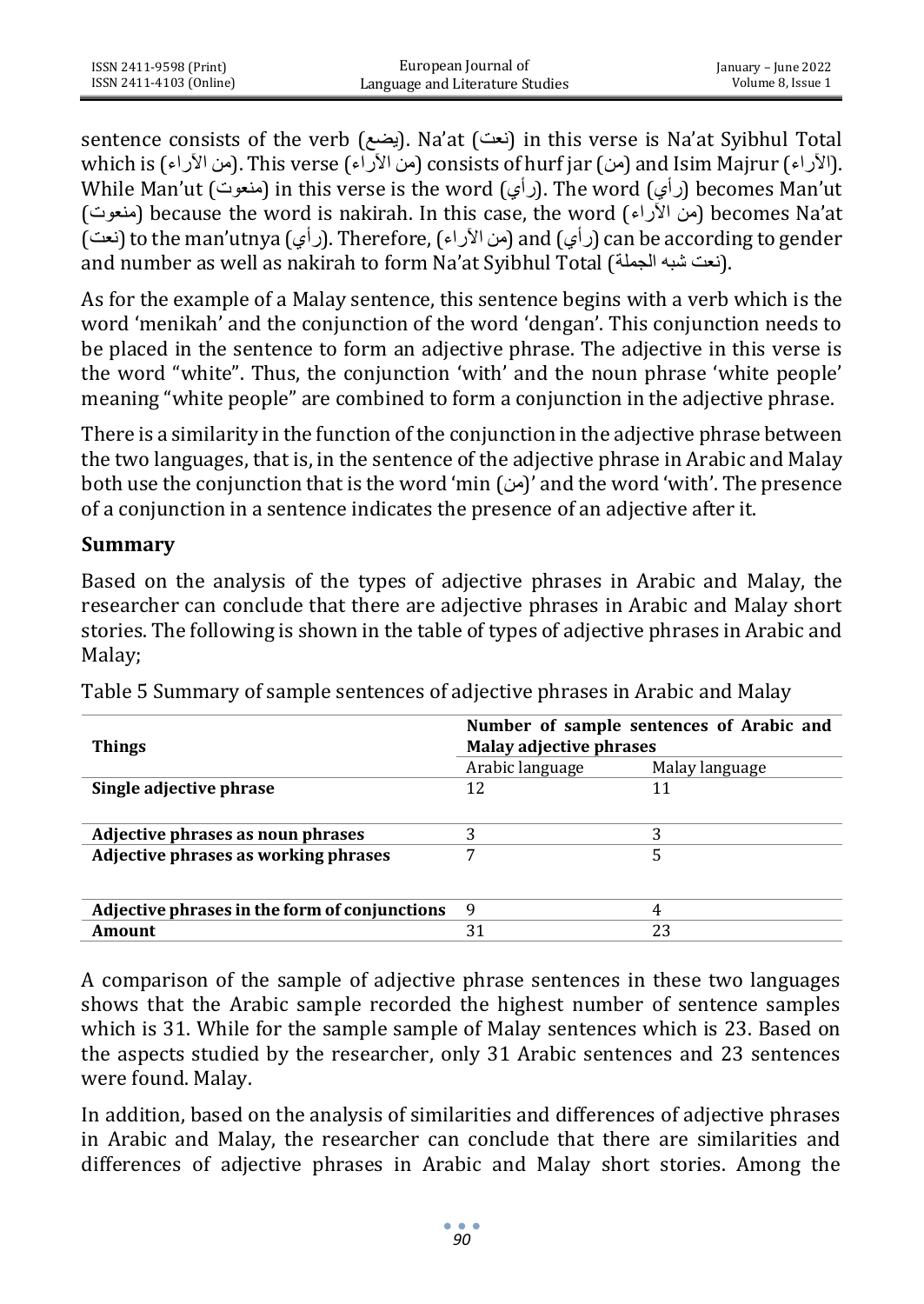sentence consists of the verb (يضع). Na'at (نعت) in this verse is Na'at Syibhul Total which is (من الآراء). This verse (من الآراء) consists of hurf jar (من) and Isim Majrur (الآراء). While Man'ut (منعوت) in this verse is the word (رأي). The word (رأي) becomes Man'ut (منعوت) because the word is nakirah. In this case, the word (من الآراء) becomes Na'at (نعت) to the man'utnya (رأي). Therefore, (من الآراء) and (رأي) can be according to gender and number as well as nakirah to form Na'at Syibhul Total (نعت شبه الجملة).

As for the example of a Malay sentence, this sentence begins with a verb which is the word 'menikah' and the conjunction of the word 'dengan'. This conjunction needs to be placed in the sentence to form an adjective phrase. The adjective in this verse is the word "white". Thus, the conjunction 'with' and the noun phrase 'white people' meaning "white people" are combined to form a conjunction in the adjective phrase.

There is a similarity in the function of the conjunction in the adjective phrase between the two languages, that is, in the sentence of the adjective phrase in Arabic and Malay both use the conjunction that is the word 'min (من)' and the word 'with'. The presence of a conjunction in a sentence indicates the presence of an adjective after it.

## Summary

Based on the analysis of the types of adjective phrases in Arabic and Malay, the researcher can conclude that there are adjective phrases in Arabic and Malay short stories. The following is shown in the table of types of adjective phrases in Arabic and Malay;

Table 5 Summary of sample sentences of adjective phrases in Arabic and Malay

| **Things** | **Number of sample sentences of Arabic and Malay adjective phrases** | |
|---|---|---|
| | Arabic language | Malay language |
| **Single adjective phrase** | 12 | 11 |
| **Adjective phrases as noun phrases** | 3 | 3 |
| **Adjective phrases as working phrases** | 7 | 5 |
| **Adjective phrases in the form of conjunctions** | 9 | 4 |
| **Amount** | 31 | 23 |

A comparison of the sample of adjective phrase sentences in these two languages shows that the Arabic sample recorded the highest number of sentence samples which is 31. While for the sample sample of Malay sentences which is 23. Based on the aspects studied by the researcher, only 31 Arabic sentences and 23 sentences were found. Malay.

In addition, based on the analysis of similarities and differences of adjective phrases in Arabic and Malay, the researcher can conclude that there are similarities and differences of adjective phrases in Arabic and Malay short stories. Among the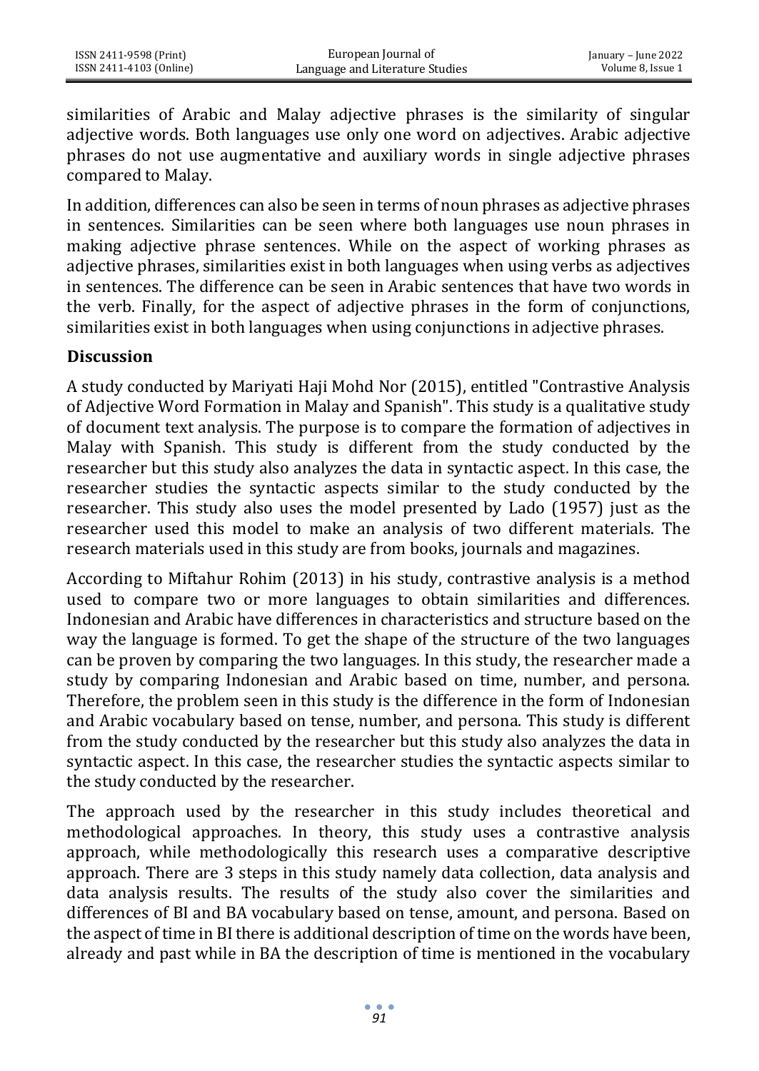similarities of Arabic and Malay adjective phrases is the similarity of singular adjective words. Both languages use only one word on adjectives. Arabic adjective phrases do not use augmentative and auxiliary words in single adjective phrases compared to Malay.

In addition, differences can also be seen in terms of noun phrases as adjective phrases in sentences. Similarities can be seen where both languages use noun phrases in making adjective phrase sentences. While on the aspect of working phrases as adjective phrases, similarities exist in both languages when using verbs as adjectives in sentences. The difference can be seen in Arabic sentences that have two words in the verb. Finally, for the aspect of adjective phrases in the form of conjunctions, similarities exist in both languages when using conjunctions in adjective phrases.

## Discussion

A study conducted by Mariyati Haji Mohd Nor (2015), entitled "Contrastive Analysis of Adjective Word Formation in Malay and Spanish". This study is a qualitative study of document text analysis. The purpose is to compare the formation of adjectives in Malay with Spanish. This study is different from the study conducted by the researcher but this study also analyzes the data in syntactic aspect. In this case, the researcher studies the syntactic aspects similar to the study conducted by the researcher. This study also uses the model presented by Lado (1957) just as the researcher used this model to make an analysis of two different materials. The research materials used in this study are from books, journals and magazines.

According to Miftahur Rohim (2013) in his study, contrastive analysis is a method used to compare two or more languages to obtain similarities and differences. Indonesian and Arabic have differences in characteristics and structure based on the way the language is formed. To get the shape of the structure of the two languages can be proven by comparing the two languages. In this study, the researcher made a study by comparing Indonesian and Arabic based on time, number, and persona. Therefore, the problem seen in this study is the difference in the form of Indonesian and Arabic vocabulary based on tense, number, and persona. This study is different from the study conducted by the researcher but this study also analyzes the data in syntactic aspect. In this case, the researcher studies the syntactic aspects similar to the study conducted by the researcher.

The approach used by the researcher in this study includes theoretical and methodological approaches. In theory, this study uses a contrastive analysis approach, while methodologically this research uses a comparative descriptive approach. There are 3 steps in this study namely data collection, data analysis and data analysis results. The results of the study also cover the similarities and differences of BI and BA vocabulary based on tense, amount, and persona. Based on the aspect of time in BI there is additional description of time on the words have been, already and past while in BA the description of time is mentioned in the vocabulary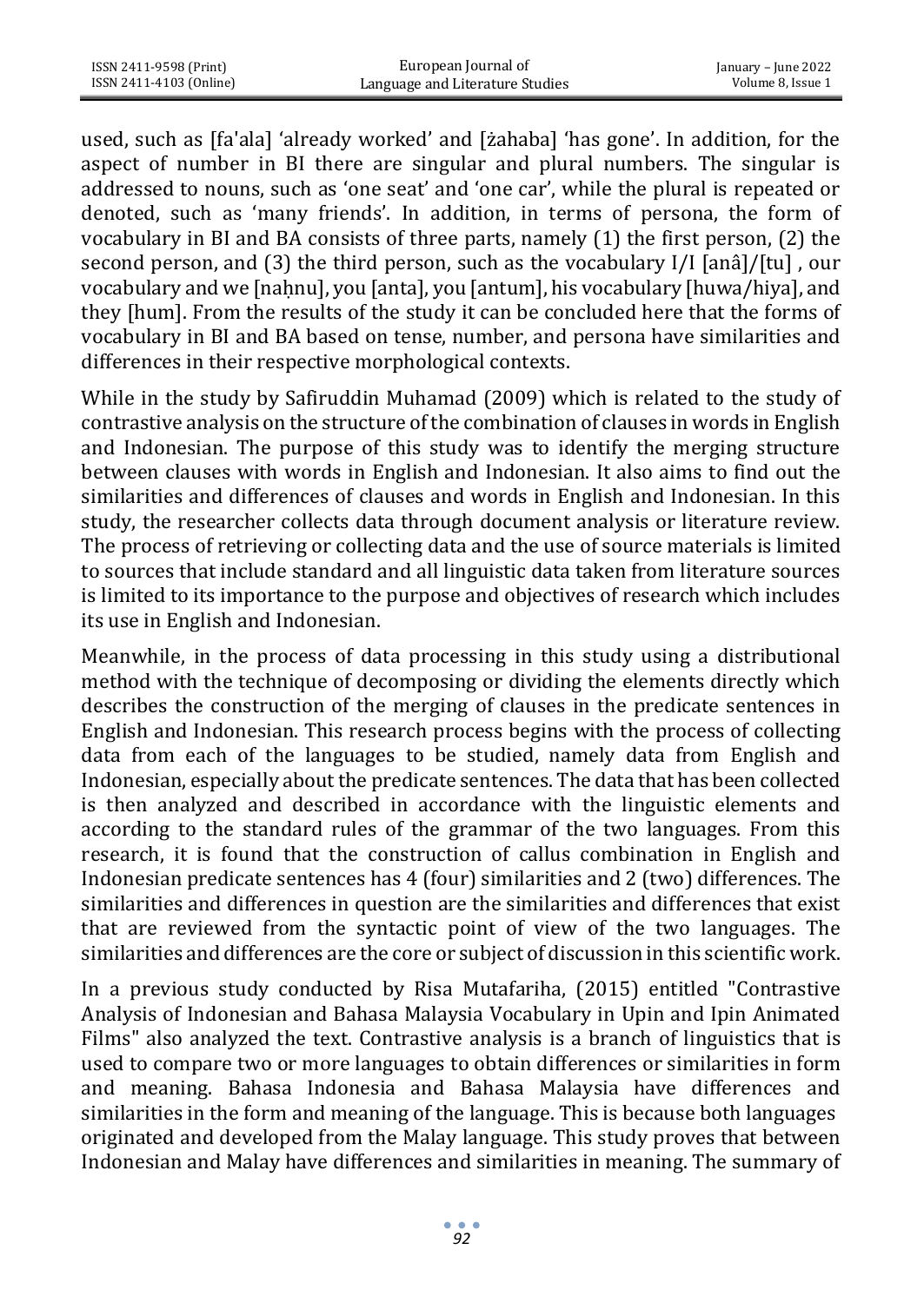used, such as [fa'ala] 'already worked' and [żahaba] 'has gone'. In addition, for the aspect of number in BI there are singular and plural numbers. The singular is addressed to nouns, such as 'one seat' and 'one car', while the plural is repeated or denoted, such as 'many friends'. In addition, in terms of persona, the form of vocabulary in BI and BA consists of three parts, namely (1) the first person, (2) the second person, and (3) the third person, such as the vocabulary I/I [anâ]/[tu] , our vocabulary and we [naḥnu], you [anta], you [antum], his vocabulary [huwa/hiya], and they [hum]. From the results of the study it can be concluded here that the forms of vocabulary in BI and BA based on tense, number, and persona have similarities and differences in their respective morphological contexts.

While in the study by Safiruddin Muhamad (2009) which is related to the study of contrastive analysis on the structure of the combination of clauses in words in English and Indonesian. The purpose of this study was to identify the merging structure between clauses with words in English and Indonesian. It also aims to find out the similarities and differences of clauses and words in English and Indonesian. In this study, the researcher collects data through document analysis or literature review. The process of retrieving or collecting data and the use of source materials is limited to sources that include standard and all linguistic data taken from literature sources is limited to its importance to the purpose and objectives of research which includes its use in English and Indonesian.

Meanwhile, in the process of data processing in this study using a distributional method with the technique of decomposing or dividing the elements directly which describes the construction of the merging of clauses in the predicate sentences in English and Indonesian. This research process begins with the process of collecting data from each of the languages to be studied, namely data from English and Indonesian, especially about the predicate sentences. The data that has been collected is then analyzed and described in accordance with the linguistic elements and according to the standard rules of the grammar of the two languages. From this research, it is found that the construction of callus combination in English and Indonesian predicate sentences has 4 (four) similarities and 2 (two) differences. The similarities and differences in question are the similarities and differences that exist that are reviewed from the syntactic point of view of the two languages. The similarities and differences are the core or subject of discussion in this scientific work.

In a previous study conducted by Risa Mutafariha, (2015) entitled "Contrastive Analysis of Indonesian and Bahasa Malaysia Vocabulary in Upin and Ipin Animated Films" also analyzed the text. Contrastive analysis is a branch of linguistics that is used to compare two or more languages to obtain differences or similarities in form and meaning. Bahasa Indonesia and Bahasa Malaysia have differences and similarities in the form and meaning of the language. This is because both languages originated and developed from the Malay language. This study proves that between Indonesian and Malay have differences and similarities in meaning. The summary of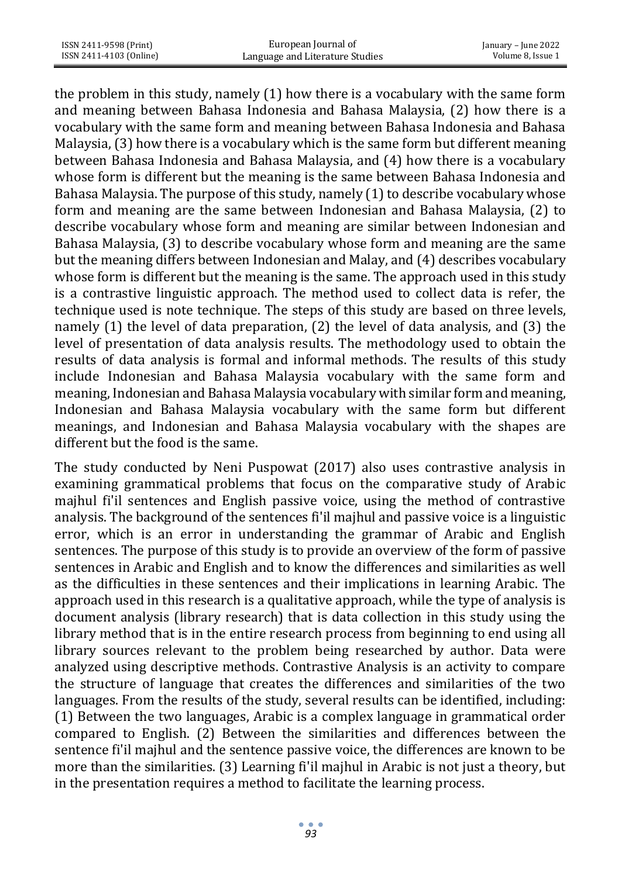the problem in this study, namely (1) how there is a vocabulary with the same form and meaning between Bahasa Indonesia and Bahasa Malaysia, (2) how there is a vocabulary with the same form and meaning between Bahasa Indonesia and Bahasa Malaysia, (3) how there is a vocabulary which is the same form but different meaning between Bahasa Indonesia and Bahasa Malaysia, and (4) how there is a vocabulary whose form is different but the meaning is the same between Bahasa Indonesia and Bahasa Malaysia. The purpose of this study, namely (1) to describe vocabulary whose form and meaning are the same between Indonesian and Bahasa Malaysia, (2) to describe vocabulary whose form and meaning are similar between Indonesian and Bahasa Malaysia, (3) to describe vocabulary whose form and meaning are the same but the meaning differs between Indonesian and Malay, and (4) describes vocabulary whose form is different but the meaning is the same. The approach used in this study is a contrastive linguistic approach. The method used to collect data is refer, the technique used is note technique. The steps of this study are based on three levels, namely (1) the level of data preparation, (2) the level of data analysis, and (3) the level of presentation of data analysis results. The methodology used to obtain the results of data analysis is formal and informal methods. The results of this study include Indonesian and Bahasa Malaysia vocabulary with the same form and meaning, Indonesian and Bahasa Malaysia vocabulary with similar form and meaning, Indonesian and Bahasa Malaysia vocabulary with the same form but different meanings, and Indonesian and Bahasa Malaysia vocabulary with the shapes are different but the food is the same.

The study conducted by Neni Puspowat (2017) also uses contrastive analysis in examining grammatical problems that focus on the comparative study of Arabic majhul fi'il sentences and English passive voice, using the method of contrastive analysis. The background of the sentences fi'il majhul and passive voice is a linguistic error, which is an error in understanding the grammar of Arabic and English sentences. The purpose of this study is to provide an overview of the form of passive sentences in Arabic and English and to know the differences and similarities as well as the difficulties in these sentences and their implications in learning Arabic. The approach used in this research is a qualitative approach, while the type of analysis is document analysis (library research) that is data collection in this study using the library method that is in the entire research process from beginning to end using all library sources relevant to the problem being researched by author. Data were analyzed using descriptive methods. Contrastive Analysis is an activity to compare the structure of language that creates the differences and similarities of the two languages. From the results of the study, several results can be identified, including: (1) Between the two languages, Arabic is a complex language in grammatical order compared to English. (2) Between the similarities and differences between the sentence fi'il majhul and the sentence passive voice, the differences are known to be more than the similarities. (3) Learning fi'il majhul in Arabic is not just a theory, but in the presentation requires a method to facilitate the learning process.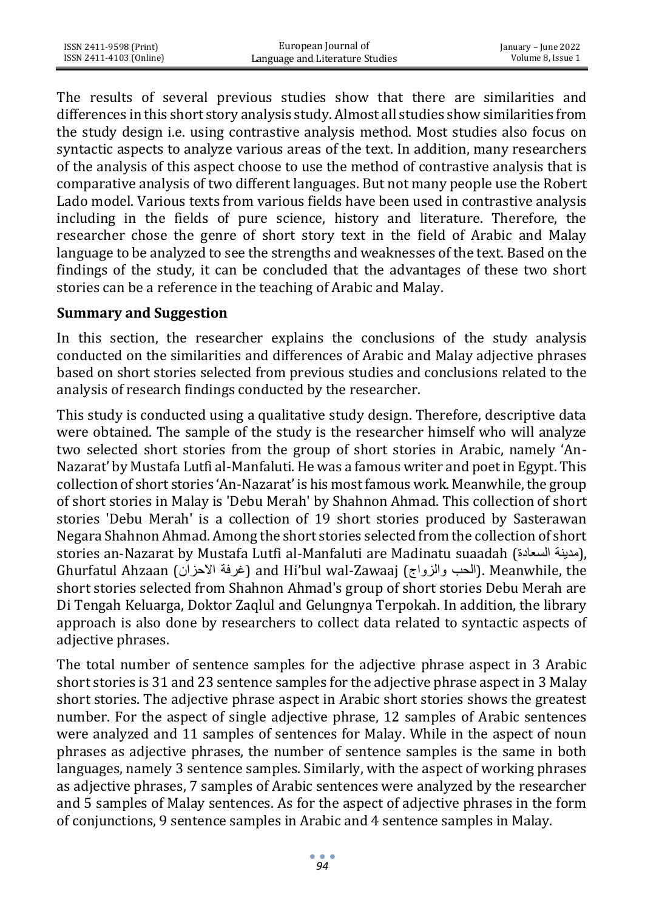The results of several previous studies show that there are similarities and differences in this short story analysis study. Almost all studies show similarities from the study design i.e. using contrastive analysis method. Most studies also focus on syntactic aspects to analyze various areas of the text. In addition, many researchers of the analysis of this aspect choose to use the method of contrastive analysis that is comparative analysis of two different languages. But not many people use the Robert Lado model. Various texts from various fields have been used in contrastive analysis including in the fields of pure science, history and literature. Therefore, the researcher chose the genre of short story text in the field of Arabic and Malay language to be analyzed to see the strengths and weaknesses of the text. Based on the findings of the study, it can be concluded that the advantages of these two short stories can be a reference in the teaching of Arabic and Malay.

## Summary and Suggestion

In this section, the researcher explains the conclusions of the study analysis conducted on the similarities and differences of Arabic and Malay adjective phrases based on short stories selected from previous studies and conclusions related to the analysis of research findings conducted by the researcher.

This study is conducted using a qualitative study design. Therefore, descriptive data were obtained. The sample of the study is the researcher himself who will analyze two selected short stories from the group of short stories in Arabic, namely 'An-Nazarat' by Mustafa Lutfi al-Manfaluti. He was a famous writer and poet in Egypt. This collection of short stories 'An-Nazarat' is his most famous work. Meanwhile, the group of short stories in Malay is 'Debu Merah' by Shahnon Ahmad. This collection of short stories 'Debu Merah' is a collection of 19 short stories produced by Sasterawan Negara Shahnon Ahmad. Among the short stories selected from the collection of short stories an-Nazarat by Mustafa Lutfi al-Manfaluti are Madinatu suaadah (مدينة السعادة), Ghurfatul Ahzaan (غرفة الاحزان) and Hi'bul wal-Zawaaj (الحب والزواج). Meanwhile, the short stories selected from Shahnon Ahmad's group of short stories Debu Merah are Di Tengah Keluarga, Doktor Zaqlul and Gelungnya Terpokah. In addition, the library approach is also done by researchers to collect data related to syntactic aspects of adjective phrases.

The total number of sentence samples for the adjective phrase aspect in 3 Arabic short stories is 31 and 23 sentence samples for the adjective phrase aspect in 3 Malay short stories. The adjective phrase aspect in Arabic short stories shows the greatest number. For the aspect of single adjective phrase, 12 samples of Arabic sentences were analyzed and 11 samples of sentences for Malay. While in the aspect of noun phrases as adjective phrases, the number of sentence samples is the same in both languages, namely 3 sentence samples. Similarly, with the aspect of working phrases as adjective phrases, 7 samples of Arabic sentences were analyzed by the researcher and 5 samples of Malay sentences. As for the aspect of adjective phrases in the form of conjunctions, 9 sentence samples in Arabic and 4 sentence samples in Malay.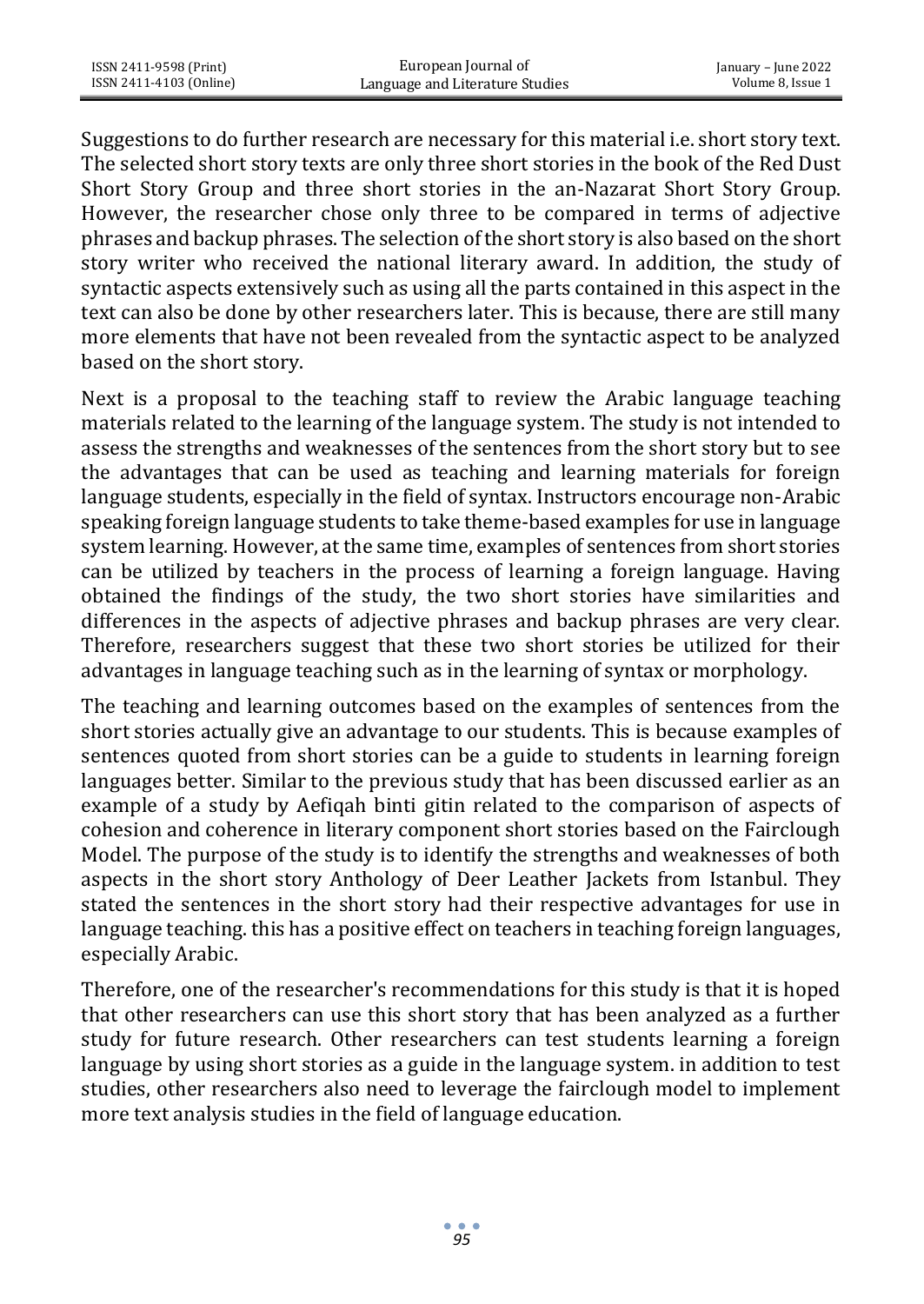Suggestions to do further research are necessary for this material i.e. short story text. The selected short story texts are only three short stories in the book of the Red Dust Short Story Group and three short stories in the an-Nazarat Short Story Group. However, the researcher chose only three to be compared in terms of adjective phrases and backup phrases. The selection of the short story is also based on the short story writer who received the national literary award. In addition, the study of syntactic aspects extensively such as using all the parts contained in this aspect in the text can also be done by other researchers later. This is because, there are still many more elements that have not been revealed from the syntactic aspect to be analyzed based on the short story.

Next is a proposal to the teaching staff to review the Arabic language teaching materials related to the learning of the language system. The study is not intended to assess the strengths and weaknesses of the sentences from the short story but to see the advantages that can be used as teaching and learning materials for foreign language students, especially in the field of syntax. Instructors encourage non-Arabic speaking foreign language students to take theme-based examples for use in language system learning. However, at the same time, examples of sentences from short stories can be utilized by teachers in the process of learning a foreign language. Having obtained the findings of the study, the two short stories have similarities and differences in the aspects of adjective phrases and backup phrases are very clear. Therefore, researchers suggest that these two short stories be utilized for their advantages in language teaching such as in the learning of syntax or morphology.

The teaching and learning outcomes based on the examples of sentences from the short stories actually give an advantage to our students. This is because examples of sentences quoted from short stories can be a guide to students in learning foreign languages better. Similar to the previous study that has been discussed earlier as an example of a study by Aefiqah binti gitin related to the comparison of aspects of cohesion and coherence in literary component short stories based on the Fairclough Model. The purpose of the study is to identify the strengths and weaknesses of both aspects in the short story Anthology of Deer Leather Jackets from Istanbul. They stated the sentences in the short story had their respective advantages for use in language teaching. this has a positive effect on teachers in teaching foreign languages, especially Arabic.

Therefore, one of the researcher's recommendations for this study is that it is hoped that other researchers can use this short story that has been analyzed as a further study for future research. Other researchers can test students learning a foreign language by using short stories as a guide in the language system. in addition to test studies, other researchers also need to leverage the fairclough model to implement more text analysis studies in the field of language education.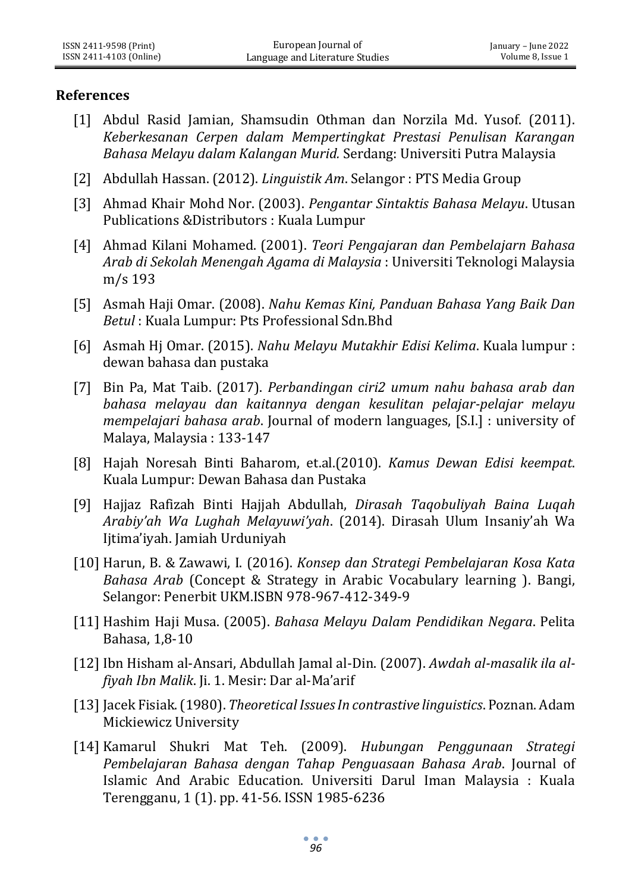## References

[1] Abdul Rasid Jamian, Shamsudin Othman dan Norzila Md. Yusof. (2011). *Keberkesanan Cerpen dalam Mempertingkat Prestasi Penulisan Karangan Bahasa Melayu dalam Kalangan Murid.* Serdang: Universiti Putra Malaysia

[2] Abdullah Hassan. (2012). *Linguistik Am*. Selangor : PTS Media Group

[3] Ahmad Khair Mohd Nor. (2003). *Pengantar Sintaktis Bahasa Melayu*. Utusan Publications &Distributors : Kuala Lumpur

[4] Ahmad Kilani Mohamed. (2001). *Teori Pengajaran dan Pembelajarn Bahasa Arab di Sekolah Menengah Agama di Malaysia* : Universiti Teknologi Malaysia m/s 193

[5] Asmah Haji Omar. (2008). *Nahu Kemas Kini, Panduan Bahasa Yang Baik Dan Betul* : Kuala Lumpur: Pts Professional Sdn.Bhd

[6] Asmah Hj Omar. (2015). *Nahu Melayu Mutakhir Edisi Kelima*. Kuala lumpur : dewan bahasa dan pustaka

[7] Bin Pa, Mat Taib. (2017). *Perbandingan ciri2 umum nahu bahasa arab dan bahasa melayau dan kaitannya dengan kesulitan pelajar-pelajar melayu mempelajari bahasa arab*. Journal of modern languages, [S.I.] : university of Malaya, Malaysia : 133-147

[8] Hajah Noresah Binti Baharom, et.al.(2010). *Kamus Dewan Edisi keempat*. Kuala Lumpur: Dewan Bahasa dan Pustaka

[9] Hajjaz Rafizah Binti Hajjah Abdullah, *Dirasah Taqobuliyah Baina Luqah Arabiy'ah Wa Lughah Melayuwi'yah*. (2014). Dirasah Ulum Insaniy'ah Wa Ijtima'iyah. Jamiah Urduniyah

[10] Harun, B. & Zawawi, I. (2016). *Konsep dan Strategi Pembelajaran Kosa Kata Bahasa Arab* (Concept & Strategy in Arabic Vocabulary learning ). Bangi, Selangor: Penerbit UKM.ISBN 978-967-412-349-9

[11] Hashim Haji Musa. (2005). *Bahasa Melayu Dalam Pendidikan Negara*. Pelita Bahasa, 1,8-10

[12] Ibn Hisham al-Ansari, Abdullah Jamal al-Din. (2007). *Awdah al-masalik ila al-fiyah Ibn Malik*. Ji. 1. Mesir: Dar al-Ma'arif

[13] Jacek Fisiak. (1980). *Theoretical Issues In contrastive linguistics*. Poznan. Adam Mickiewicz University

[14] Kamarul Shukri Mat Teh. (2009). *Hubungan Penggunaan Strategi Pembelajaran Bahasa dengan Tahap Penguasaan Bahasa Arab*. Journal of Islamic And Arabic Education. Universiti Darul Iman Malaysia : Kuala Terengganu, 1 (1). pp. 41-56. ISSN 1985-6236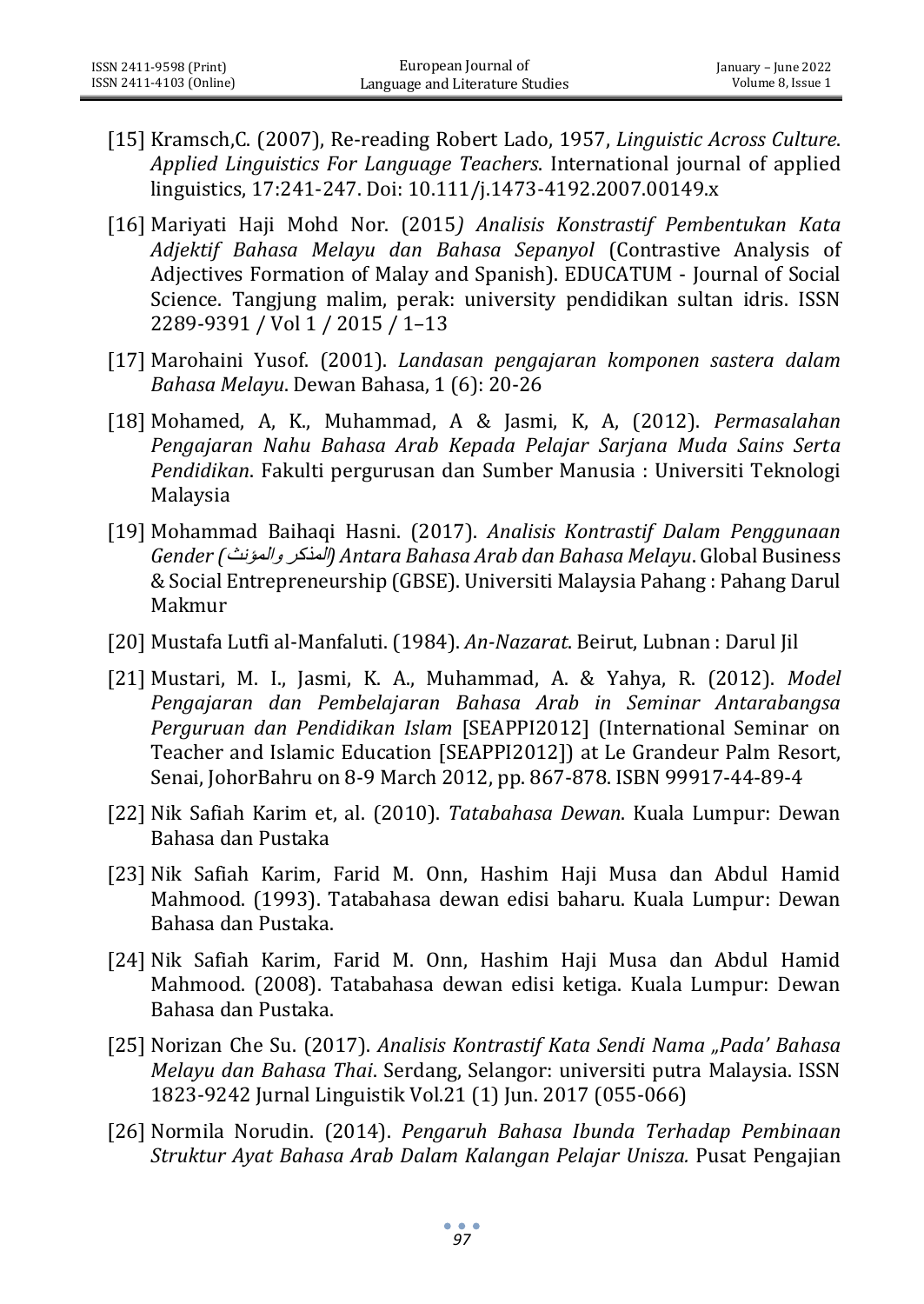[15] Kramsch,C. (2007), Re-reading Robert Lado, 1957, *Linguistic Across Culture. Applied Linguistics For Language Teachers*. International journal of applied linguistics, 17:241-247. Doi: 10.111/j.1473-4192.2007.00149.x

[16] Mariyati Haji Mohd Nor. (2015*) Analisis Konstrastif Pembentukan Kata Adjektif Bahasa Melayu dan Bahasa Sepanyol* (Contrastive Analysis of Adjectives Formation of Malay and Spanish). EDUCATUM - Journal of Social Science. Tangjung malim, perak: university pendidikan sultan idris. ISSN 2289-9391 / Vol 1 / 2015 / 1–13

[17] Marohaini Yusof. (2001). *Landasan pengajaran komponen sastera dalam Bahasa Melayu*. Dewan Bahasa, 1 (6): 20-26

[18] Mohamed, A, K., Muhammad, A & Jasmi, K, A, (2012). *Permasalahan Pengajaran Nahu Bahasa Arab Kepada Pelajar Sarjana Muda Sains Serta Pendidikan*. Fakulti pergurusan dan Sumber Manusia : Universiti Teknologi Malaysia

[19] Mohammad Baihaqi Hasni. (2017). *Analisis Kontrastif Dalam Penggunaan Gender (المذكر والمؤنث) Antara Bahasa Arab dan Bahasa Melayu*. Global Business & Social Entrepreneurship (GBSE). Universiti Malaysia Pahang : Pahang Darul Makmur

[20] Mustafa Lutfi al-Manfaluti. (1984). *An-Nazarat*. Beirut, Lubnan : Darul Jil

[21] Mustari, M. I., Jasmi, K. A., Muhammad, A. & Yahya, R. (2012). *Model Pengajaran dan Pembelajaran Bahasa Arab in Seminar Antarabangsa Perguruan dan Pendidikan Islam* [SEAPPI2012] (International Seminar on Teacher and Islamic Education [SEAPPI2012]) at Le Grandeur Palm Resort, Senai, JohorBahru on 8-9 March 2012, pp. 867-878. ISBN 99917-44-89-4

[22] Nik Safiah Karim et, al. (2010). *Tatabahasa Dewan*. Kuala Lumpur: Dewan Bahasa dan Pustaka

[23] Nik Safiah Karim, Farid M. Onn, Hashim Haji Musa dan Abdul Hamid Mahmood. (1993). Tatabahasa dewan edisi baharu. Kuala Lumpur: Dewan Bahasa dan Pustaka.

[24] Nik Safiah Karim, Farid M. Onn, Hashim Haji Musa dan Abdul Hamid Mahmood. (2008). Tatabahasa dewan edisi ketiga. Kuala Lumpur: Dewan Bahasa dan Pustaka.

[25] Norizan Che Su. (2017). *Analisis Kontrastif Kata Sendi Nama „Pada' Bahasa Melayu dan Bahasa Thai*. Serdang, Selangor: universiti putra Malaysia. ISSN 1823-9242 Jurnal Linguistik Vol.21 (1) Jun. 2017 (055-066)

[26] Normila Norudin. (2014). *Pengaruh Bahasa Ibunda Terhadap Pembinaan Struktur Ayat Bahasa Arab Dalam Kalangan Pelajar Unisza.* Pusat Pengajian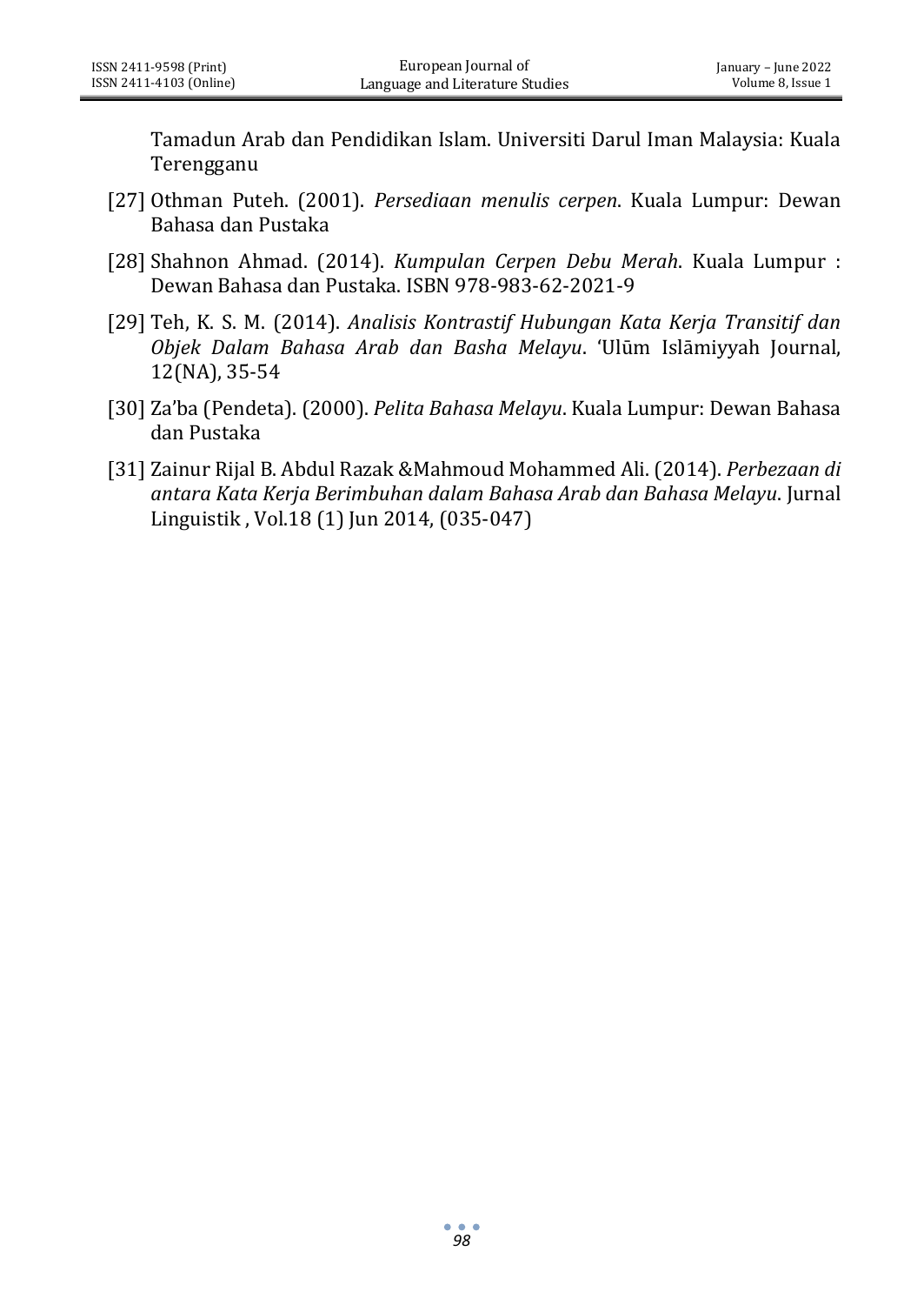Tamadun Arab dan Pendidikan Islam. Universiti Darul Iman Malaysia: Kuala Terengganu

[27] Othman Puteh. (2001). *Persediaan menulis cerpen*. Kuala Lumpur: Dewan Bahasa dan Pustaka

[28] Shahnon Ahmad. (2014). *Kumpulan Cerpen Debu Merah*. Kuala Lumpur : Dewan Bahasa dan Pustaka. ISBN 978-983-62-2021-9

[29] Teh, K. S. M. (2014). *Analisis Kontrastif Hubungan Kata Kerja Transitif dan Objek Dalam Bahasa Arab dan Basha Melayu*. 'Ulūm Islāmiyyah Journal, 12(NA), 35-54

[30] Za'ba (Pendeta). (2000). *Pelita Bahasa Melayu*. Kuala Lumpur: Dewan Bahasa dan Pustaka

[31] Zainur Rijal B. Abdul Razak &Mahmoud Mohammed Ali. (2014). *Perbezaan di antara Kata Kerja Berimbuhan dalam Bahasa Arab dan Bahasa Melayu*. Jurnal Linguistik , Vol.18 (1) Jun 2014, (035-047)